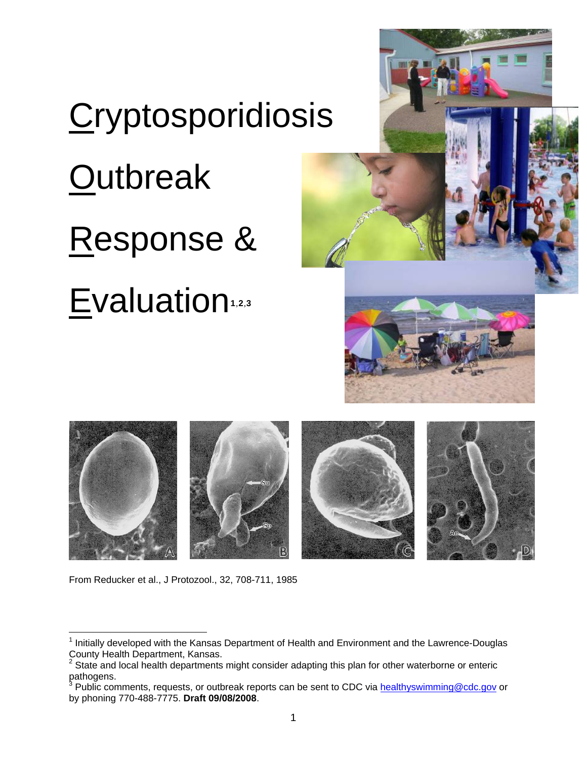# Cryptosporidiosis Outbreak Response & Evaluation[1,2,3]

From Reducker et al., J Protozool., 32, 708-711, 1985

---

[1] Initially developed with the Kansas Department of Health and Environment and the Lawrence-Douglas County Health Department, Kansas.

[2] State and local health departments might consider adapting this plan for other waterborne or enteric pathogens.

[3] Public comments, requests, or outbreak reports can be sent to CDC via healthyswimming@cdc.gov or by phoning 770-488-7775. **Draft 09/08/2008**.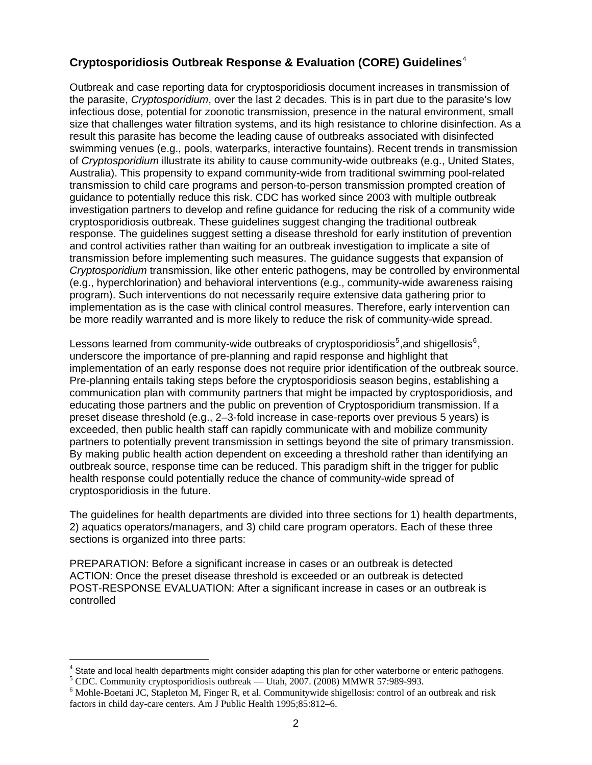## Cryptosporidiosis Outbreak Response & Evaluation (CORE) Guidelines[4]

Outbreak and case reporting data for cryptosporidiosis document increases in transmission of the parasite, *Cryptosporidium*, over the last 2 decades. This is in part due to the parasite's low infectious dose, potential for zoonotic transmission, presence in the natural environment, small size that challenges water filtration systems, and its high resistance to chlorine disinfection. As a result this parasite has become the leading cause of outbreaks associated with disinfected swimming venues (e.g., pools, waterparks, interactive fountains). Recent trends in transmission of *Cryptosporidium* illustrate its ability to cause community-wide outbreaks (e.g., United States, Australia). This propensity to expand community-wide from traditional swimming pool-related transmission to child care programs and person-to-person transmission prompted creation of guidance to potentially reduce this risk. CDC has worked since 2003 with multiple outbreak investigation partners to develop and refine guidance for reducing the risk of a community wide cryptosporidiosis outbreak. These guidelines suggest changing the traditional outbreak response. The guidelines suggest setting a disease threshold for early institution of prevention and control activities rather than waiting for an outbreak investigation to implicate a site of transmission before implementing such measures. The guidance suggests that expansion of *Cryptosporidium* transmission, like other enteric pathogens, may be controlled by environmental (e.g., hyperchlorination) and behavioral interventions (e.g., community-wide awareness raising program). Such interventions do not necessarily require extensive data gathering prior to implementation as is the case with clinical control measures. Therefore, early intervention can be more readily warranted and is more likely to reduce the risk of community-wide spread.

Lessons learned from community-wide outbreaks of cryptosporidiosis[5],and shigellosis[6], underscore the importance of pre-planning and rapid response and highlight that implementation of an early response does not require prior identification of the outbreak source. Pre-planning entails taking steps before the cryptosporidiosis season begins, establishing a communication plan with community partners that might be impacted by cryptosporidiosis, and educating those partners and the public on prevention of Cryptosporidium transmission. If a preset disease threshold (e.g., 2–3-fold increase in case-reports over previous 5 years) is exceeded, then public health staff can rapidly communicate with and mobilize community partners to potentially prevent transmission in settings beyond the site of primary transmission. By making public health action dependent on exceeding a threshold rather than identifying an outbreak source, response time can be reduced. This paradigm shift in the trigger for public health response could potentially reduce the chance of community-wide spread of cryptosporidiosis in the future.

The guidelines for health departments are divided into three sections for 1) health departments, 2) aquatics operators/managers, and 3) child care program operators. Each of these three sections is organized into three parts:

PREPARATION: Before a significant increase in cases or an outbreak is detected
ACTION: Once the preset disease threshold is exceeded or an outbreak is detected
POST-RESPONSE EVALUATION: After a significant increase in cases or an outbreak is controlled

---

[4] State and local health departments might consider adapting this plan for other waterborne or enteric pathogens.
[5] CDC. Community cryptosporidiosis outbreak — Utah, 2007. (2008) MMWR 57:989-993.
[6] Mohle-Boetani JC, Stapleton M, Finger R, et al. Communitywide shigellosis: control of an outbreak and risk factors in child day-care centers. Am J Public Health 1995;85:812–6.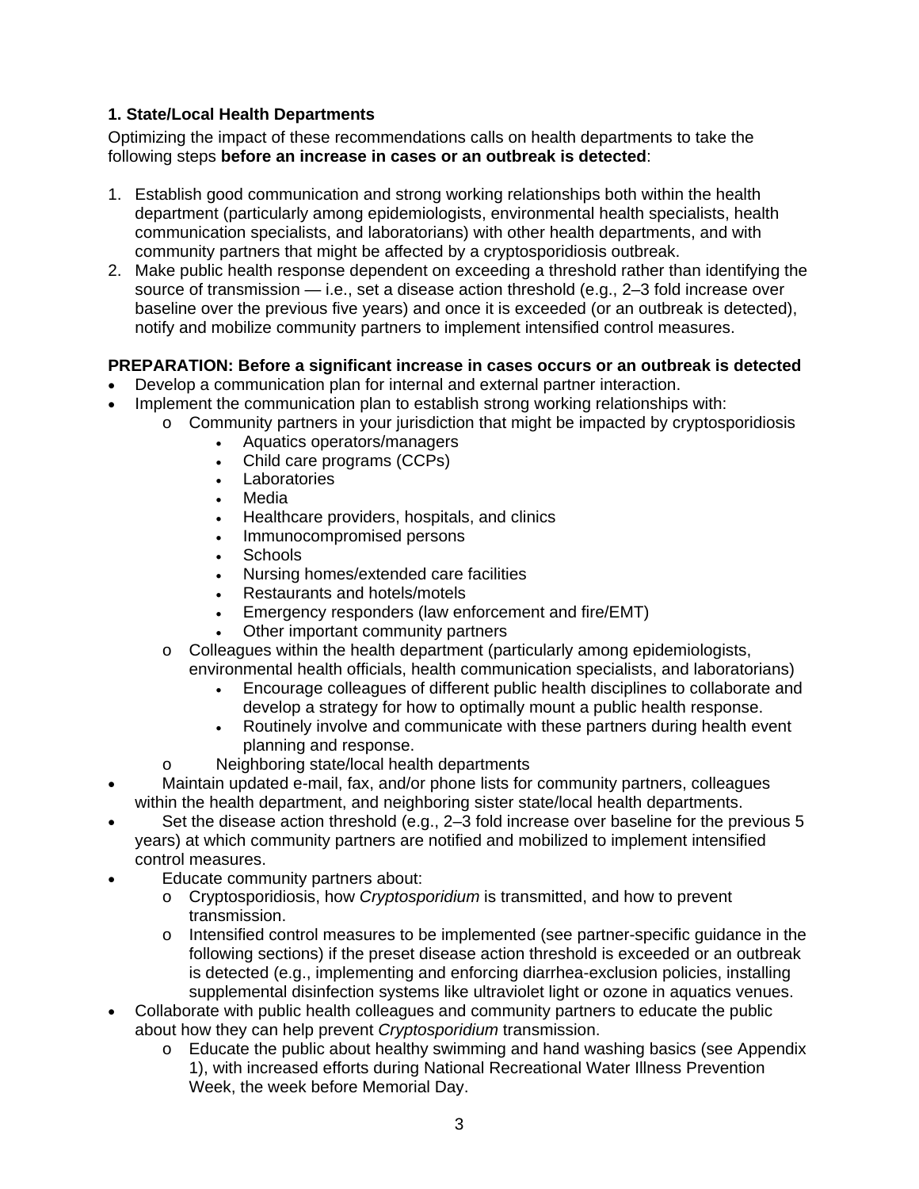### 1. State/Local Health Departments

Optimizing the impact of these recommendations calls on health departments to take the following steps **before an increase in cases or an outbreak is detected**:

1. Establish good communication and strong working relationships both within the health department (particularly among epidemiologists, environmental health specialists, health communication specialists, and laboratorians) with other health departments, and with community partners that might be affected by a cryptosporidiosis outbreak.
2. Make public health response dependent on exceeding a threshold rather than identifying the source of transmission — i.e., set a disease action threshold (e.g., 2–3 fold increase over baseline over the previous five years) and once it is exceeded (or an outbreak is detected), notify and mobilize community partners to implement intensified control measures.

**PREPARATION: Before a significant increase in cases occurs or an outbreak is detected**

- Develop a communication plan for internal and external partner interaction.
- Implement the communication plan to establish strong working relationships with:
  - Community partners in your jurisdiction that might be impacted by cryptosporidiosis
    - Aquatics operators/managers
    - Child care programs (CCPs)
    - Laboratories
    - Media
    - Healthcare providers, hospitals, and clinics
    - Immunocompromised persons
    - Schools
    - Nursing homes/extended care facilities
    - Restaurants and hotels/motels
    - Emergency responders (law enforcement and fire/EMT)
    - Other important community partners
  - Colleagues within the health department (particularly among epidemiologists, environmental health officials, health communication specialists, and laboratorians)
    - Encourage colleagues of different public health disciplines to collaborate and develop a strategy for how to optimally mount a public health response.
    - Routinely involve and communicate with these partners during health event planning and response.
  - Neighboring state/local health departments
- Maintain updated e-mail, fax, and/or phone lists for community partners, colleagues within the health department, and neighboring sister state/local health departments.
- Set the disease action threshold (e.g., 2–3 fold increase over baseline for the previous 5 years) at which community partners are notified and mobilized to implement intensified control measures.
- Educate community partners about:
  - Cryptosporidiosis, how *Cryptosporidium* is transmitted, and how to prevent transmission.
  - Intensified control measures to be implemented (see partner-specific guidance in the following sections) if the preset disease action threshold is exceeded or an outbreak is detected (e.g., implementing and enforcing diarrhea-exclusion policies, installing supplemental disinfection systems like ultraviolet light or ozone in aquatics venues.
- Collaborate with public health colleagues and community partners to educate the public about how they can help prevent *Cryptosporidium* transmission.
  - Educate the public about healthy swimming and hand washing basics (see Appendix 1), with increased efforts during National Recreational Water Illness Prevention Week, the week before Memorial Day.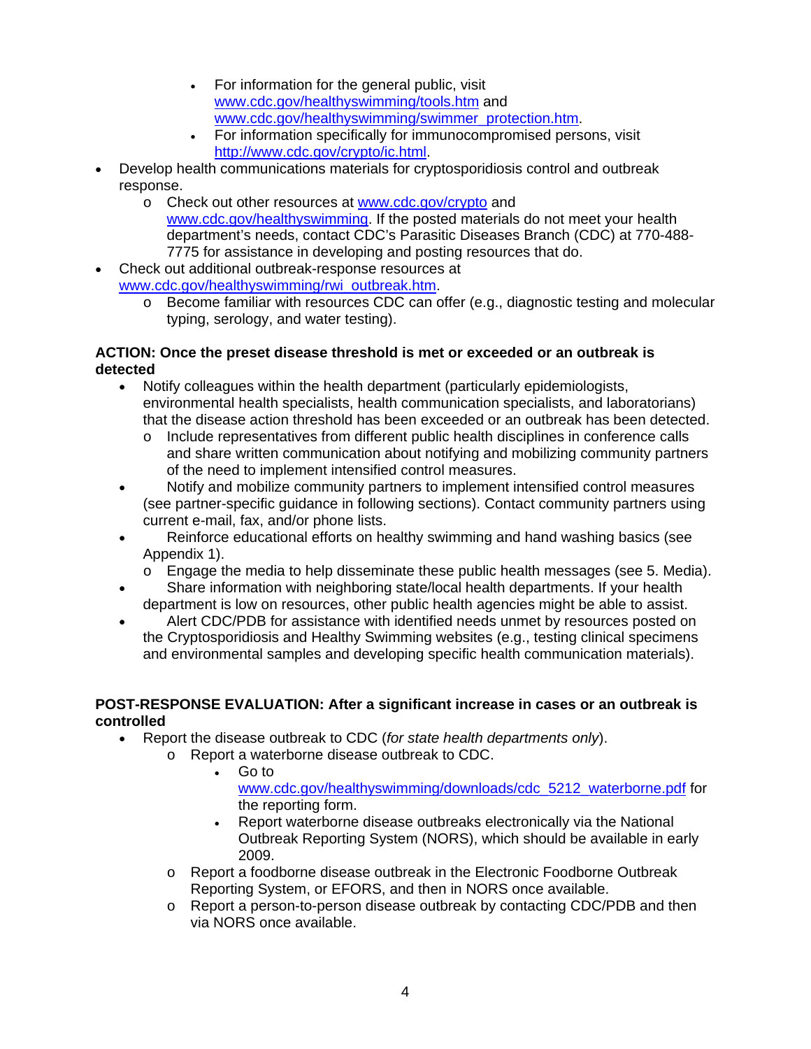- For information for the general public, visit [www.cdc.gov/healthyswimming/tools.htm](www.cdc.gov/healthyswimming/tools.htm) and [www.cdc.gov/healthyswimming/swimmer_protection.htm](www.cdc.gov/healthyswimming/swimmer_protection.htm).
  - For information specifically for immunocompromised persons, visit [http://www.cdc.gov/crypto/ic.html](http://www.cdc.gov/crypto/ic.html).
- Develop health communications materials for cryptosporidiosis control and outbreak response.
  - Check out other resources at [www.cdc.gov/crypto](www.cdc.gov/crypto) and [www.cdc.gov/healthyswimming](www.cdc.gov/healthyswimming). If the posted materials do not meet your health department's needs, contact CDC's Parasitic Diseases Branch (CDC) at 770-488-7775 for assistance in developing and posting resources that do.
- Check out additional outbreak-response resources at [www.cdc.gov/healthyswimming/rwi_outbreak.htm](www.cdc.gov/healthyswimming/rwi_outbreak.htm).
  - Become familiar with resources CDC can offer (e.g., diagnostic testing and molecular typing, serology, and water testing).

**ACTION: Once the preset disease threshold is met or exceeded or an outbreak is detected**

- Notify colleagues within the health department (particularly epidemiologists, environmental health specialists, health communication specialists, and laboratorians) that the disease action threshold has been exceeded or an outbreak has been detected.
  - Include representatives from different public health disciplines in conference calls and share written communication about notifying and mobilizing community partners of the need to implement intensified control measures.
- Notify and mobilize community partners to implement intensified control measures (see partner-specific guidance in following sections). Contact community partners using current e-mail, fax, and/or phone lists.
- Reinforce educational efforts on healthy swimming and hand washing basics (see Appendix 1).
  - Engage the media to help disseminate these public health messages (see 5. Media).
- Share information with neighboring state/local health departments. If your health department is low on resources, other public health agencies might be able to assist.
- Alert CDC/PDB for assistance with identified needs unmet by resources posted on the Cryptosporidiosis and Healthy Swimming websites (e.g., testing clinical specimens and environmental samples and developing specific health communication materials).

**POST-RESPONSE EVALUATION: After a significant increase in cases or an outbreak is controlled**

- Report the disease outbreak to CDC (*for state health departments only*).
  - Report a waterborne disease outbreak to CDC.
    - Go to [www.cdc.gov/healthyswimming/downloads/cdc_5212_waterborne.pdf](www.cdc.gov/healthyswimming/downloads/cdc_5212_waterborne.pdf) for the reporting form.
    - Report waterborne disease outbreaks electronically via the National Outbreak Reporting System (NORS), which should be available in early 2009.
  - Report a foodborne disease outbreak in the Electronic Foodborne Outbreak Reporting System, or EFORS, and then in NORS once available.
  - Report a person-to-person disease outbreak by contacting CDC/PDB and then via NORS once available.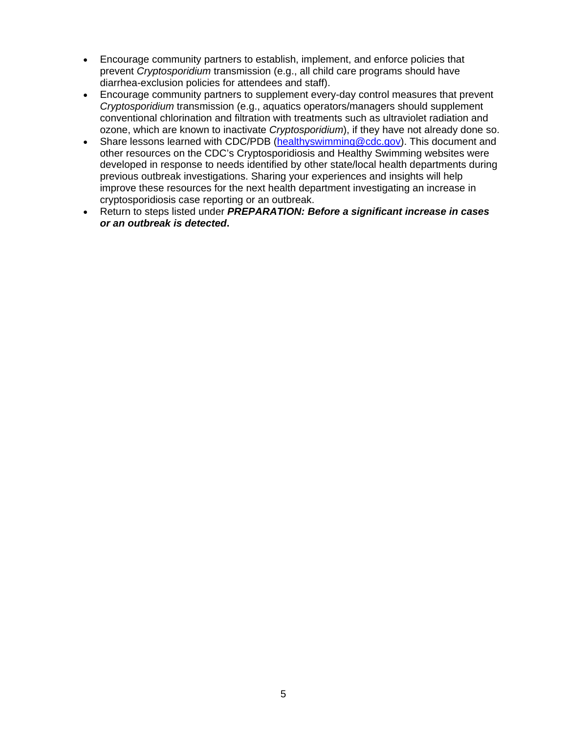- Encourage community partners to establish, implement, and enforce policies that prevent *Cryptosporidium* transmission (e.g., all child care programs should have diarrhea-exclusion policies for attendees and staff).
- Encourage community partners to supplement every-day control measures that prevent *Cryptosporidium* transmission (e.g., aquatics operators/managers should supplement conventional chlorination and filtration with treatments such as ultraviolet radiation and ozone, which are known to inactivate *Cryptosporidium*), if they have not already done so.
- Share lessons learned with CDC/PDB ([healthyswimming@cdc.gov](mailto:healthyswimming@cdc.gov)). This document and other resources on the CDC's Cryptosporidiosis and Healthy Swimming websites were developed in response to needs identified by other state/local health departments during previous outbreak investigations. Sharing your experiences and insights will help improve these resources for the next health department investigating an increase in cryptosporidiosis case reporting or an outbreak.
- Return to steps listed under ***PREPARATION: Before a significant increase in cases or an outbreak is detected*.**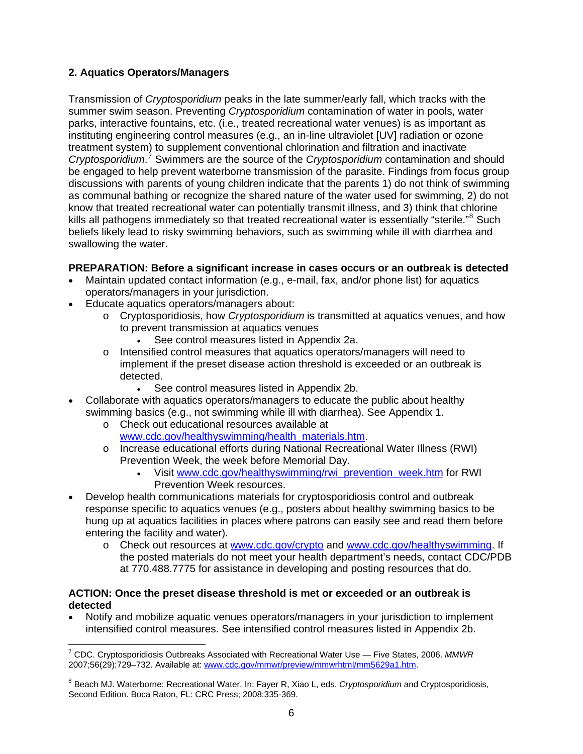**2. Aquatics Operators/Managers**

Transmission of *Cryptosporidium* peaks in the late summer/early fall, which tracks with the summer swim season. Preventing *Cryptosporidium* contamination of water in pools, water parks, interactive fountains, etc. (i.e., treated recreational water venues) is as important as instituting engineering control measures (e.g., an in-line ultraviolet [UV] radiation or ozone treatment system) to supplement conventional chlorination and filtration and inactivate *Cryptosporidium*.[7] Swimmers are the source of the *Cryptosporidium* contamination and should be engaged to help prevent waterborne transmission of the parasite. Findings from focus group discussions with parents of young children indicate that the parents 1) do not think of swimming as communal bathing or recognize the shared nature of the water used for swimming, 2) do not know that treated recreational water can potentially transmit illness, and 3) think that chlorine kills all pathogens immediately so that treated recreational water is essentially "sterile."[8] Such beliefs likely lead to risky swimming behaviors, such as swimming while ill with diarrhea and swallowing the water.

**PREPARATION: Before a significant increase in cases occurs or an outbreak is detected**

- Maintain updated contact information (e.g., e-mail, fax, and/or phone list) for aquatics operators/managers in your jurisdiction.
- Educate aquatics operators/managers about:
  - Cryptosporidiosis, how *Cryptosporidium* is transmitted at aquatics venues, and how to prevent transmission at aquatics venues
    - See control measures listed in Appendix 2a.
  - Intensified control measures that aquatics operators/managers will need to implement if the preset disease action threshold is exceeded or an outbreak is detected.
    - See control measures listed in Appendix 2b.
- Collaborate with aquatics operators/managers to educate the public about healthy swimming basics (e.g., not swimming while ill with diarrhea). See Appendix 1.
  - Check out educational resources available at www.cdc.gov/healthyswimming/health_materials.htm.
  - Increase educational efforts during National Recreational Water Illness (RWI) Prevention Week, the week before Memorial Day.
    - Visit www.cdc.gov/healthyswimming/rwi_prevention_week.htm for RWI Prevention Week resources.
- Develop health communications materials for cryptosporidiosis control and outbreak response specific to aquatics venues (e.g., posters about healthy swimming basics to be hung up at aquatics facilities in places where patrons can easily see and read them before entering the facility and water).
  - Check out resources at www.cdc.gov/crypto and www.cdc.gov/healthyswimming. If the posted materials do not meet your health department's needs, contact CDC/PDB at 770.488.7775 for assistance in developing and posting resources that do.

**ACTION: Once the preset disease threshold is met or exceeded or an outbreak is detected**

- Notify and mobilize aquatic venues operators/managers in your jurisdiction to implement intensified control measures. See intensified control measures listed in Appendix 2b.

---

[7] CDC. Cryptosporidiosis Outbreaks Associated with Recreational Water Use — Five States, 2006. *MMWR* 2007;56(29);729–732. Available at: www.cdc.gov/mmwr/preview/mmwrhtml/mm5629a1.htm.

[8] Beach MJ. Waterborne: Recreational Water. In: Fayer R, Xiao L, eds. *Cryptosporidium* and Cryptosporidiosis, Second Edition. Boca Raton, FL: CRC Press; 2008:335-369.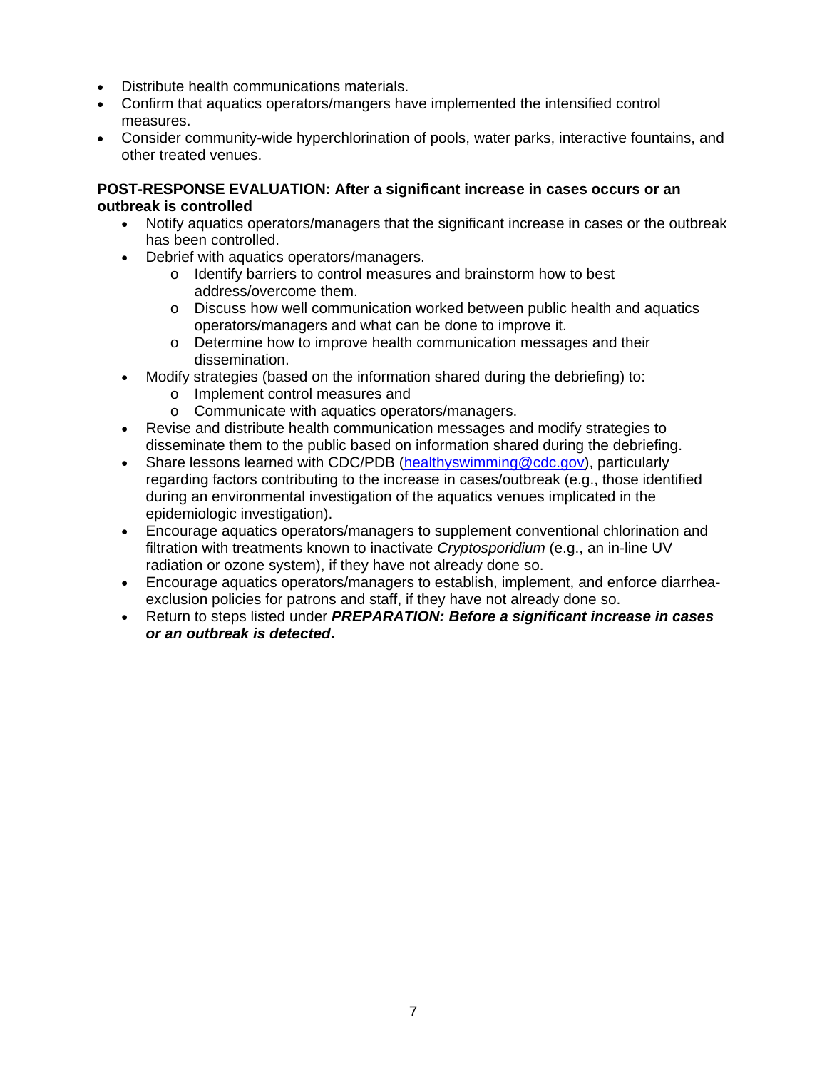- Distribute health communications materials.
- Confirm that aquatics operators/mangers have implemented the intensified control measures.
- Consider community-wide hyperchlorination of pools, water parks, interactive fountains, and other treated venues.

**POST-RESPONSE EVALUATION: After a significant increase in cases occurs or an outbreak is controlled**

- Notify aquatics operators/managers that the significant increase in cases or the outbreak has been controlled.
- Debrief with aquatics operators/managers.
  - Identify barriers to control measures and brainstorm how to best address/overcome them.
  - Discuss how well communication worked between public health and aquatics operators/managers and what can be done to improve it.
  - Determine how to improve health communication messages and their dissemination.
- Modify strategies (based on the information shared during the debriefing) to:
  - Implement control measures and
  - Communicate with aquatics operators/managers.
- Revise and distribute health communication messages and modify strategies to disseminate them to the public based on information shared during the debriefing.
- Share lessons learned with CDC/PDB (healthyswimming@cdc.gov), particularly regarding factors contributing to the increase in cases/outbreak (e.g., those identified during an environmental investigation of the aquatics venues implicated in the epidemiologic investigation).
- Encourage aquatics operators/managers to supplement conventional chlorination and filtration with treatments known to inactivate *Cryptosporidium* (e.g., an in-line UV radiation or ozone system), if they have not already done so.
- Encourage aquatics operators/managers to establish, implement, and enforce diarrhea-exclusion policies for patrons and staff, if they have not already done so.
- Return to steps listed under ***PREPARATION: Before a significant increase in cases or an outbreak is detected*.**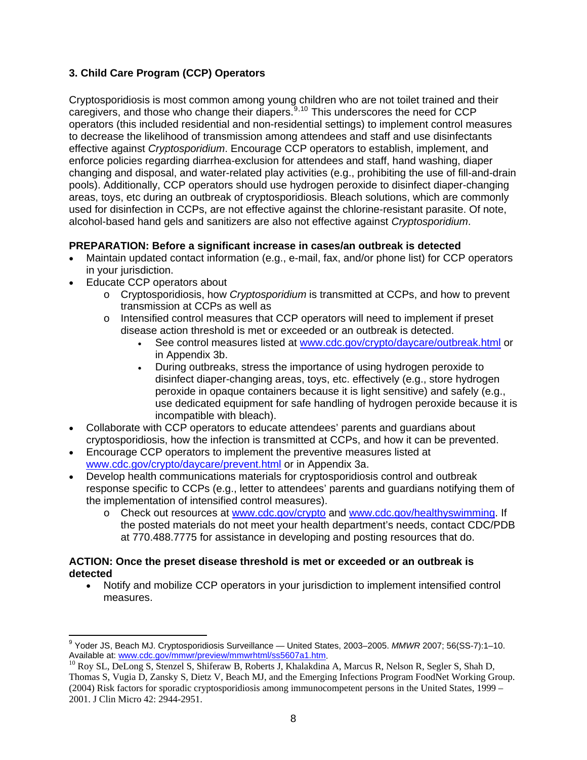### 3. Child Care Program (CCP) Operators

Cryptosporidiosis is most common among young children who are not toilet trained and their caregivers, and those who change their diapers.[9,10] This underscores the need for CCP operators (this included residential and non-residential settings) to implement control measures to decrease the likelihood of transmission among attendees and staff and use disinfectants effective against *Cryptosporidium*. Encourage CCP operators to establish, implement, and enforce policies regarding diarrhea-exclusion for attendees and staff, hand washing, diaper changing and disposal, and water-related play activities (e.g., prohibiting the use of fill-and-drain pools). Additionally, CCP operators should use hydrogen peroxide to disinfect diaper-changing areas, toys, etc during an outbreak of cryptosporidiosis. Bleach solutions, which are commonly used for disinfection in CCPs, are not effective against the chlorine-resistant parasite. Of note, alcohol-based hand gels and sanitizers are also not effective against *Cryptosporidium*.

**PREPARATION: Before a significant increase in cases/an outbreak is detected**

- Maintain updated contact information (e.g., e-mail, fax, and/or phone list) for CCP operators in your jurisdiction.
- Educate CCP operators about
  - Cryptosporidiosis, how *Cryptosporidium* is transmitted at CCPs, and how to prevent transmission at CCPs as well as
  - Intensified control measures that CCP operators will need to implement if preset disease action threshold is met or exceeded or an outbreak is detected.
    - See control measures listed at www.cdc.gov/crypto/daycare/outbreak.html or in Appendix 3b.
    - During outbreaks, stress the importance of using hydrogen peroxide to disinfect diaper-changing areas, toys, etc. effectively (e.g., store hydrogen peroxide in opaque containers because it is light sensitive) and safely (e.g., use dedicated equipment for safe handling of hydrogen peroxide because it is incompatible with bleach).
- Collaborate with CCP operators to educate attendees' parents and guardians about cryptosporidiosis, how the infection is transmitted at CCPs, and how it can be prevented.
- Encourage CCP operators to implement the preventive measures listed at www.cdc.gov/crypto/daycare/prevent.html or in Appendix 3a.
- Develop health communications materials for cryptosporidiosis control and outbreak response specific to CCPs (e.g., letter to attendees' parents and guardians notifying them of the implementation of intensified control measures).
  - Check out resources at www.cdc.gov/crypto and www.cdc.gov/healthyswimming. If the posted materials do not meet your health department's needs, contact CDC/PDB at 770.488.7775 for assistance in developing and posting resources that do.

**ACTION: Once the preset disease threshold is met or exceeded or an outbreak is detected**

- Notify and mobilize CCP operators in your jurisdiction to implement intensified control measures.

---

[9] Yoder JS, Beach MJ. Cryptosporidiosis Surveillance — United States, 2003–2005. *MMWR* 2007; 56(SS-7):1–10. Available at: www.cdc.gov/mmwr/preview/mmwrhtml/ss5607a1.htm.

[10] Roy SL, DeLong S, Stenzel S, Shiferaw B, Roberts J, Khalakdina A, Marcus R, Nelson R, Segler S, Shah D, Thomas S, Vugia D, Zansky S, Dietz V, Beach MJ, and the Emerging Infections Program FoodNet Working Group. (2004) Risk factors for sporadic cryptosporidiosis among immunocompetent persons in the United States, 1999 – 2001. J Clin Micro 42: 2944-2951.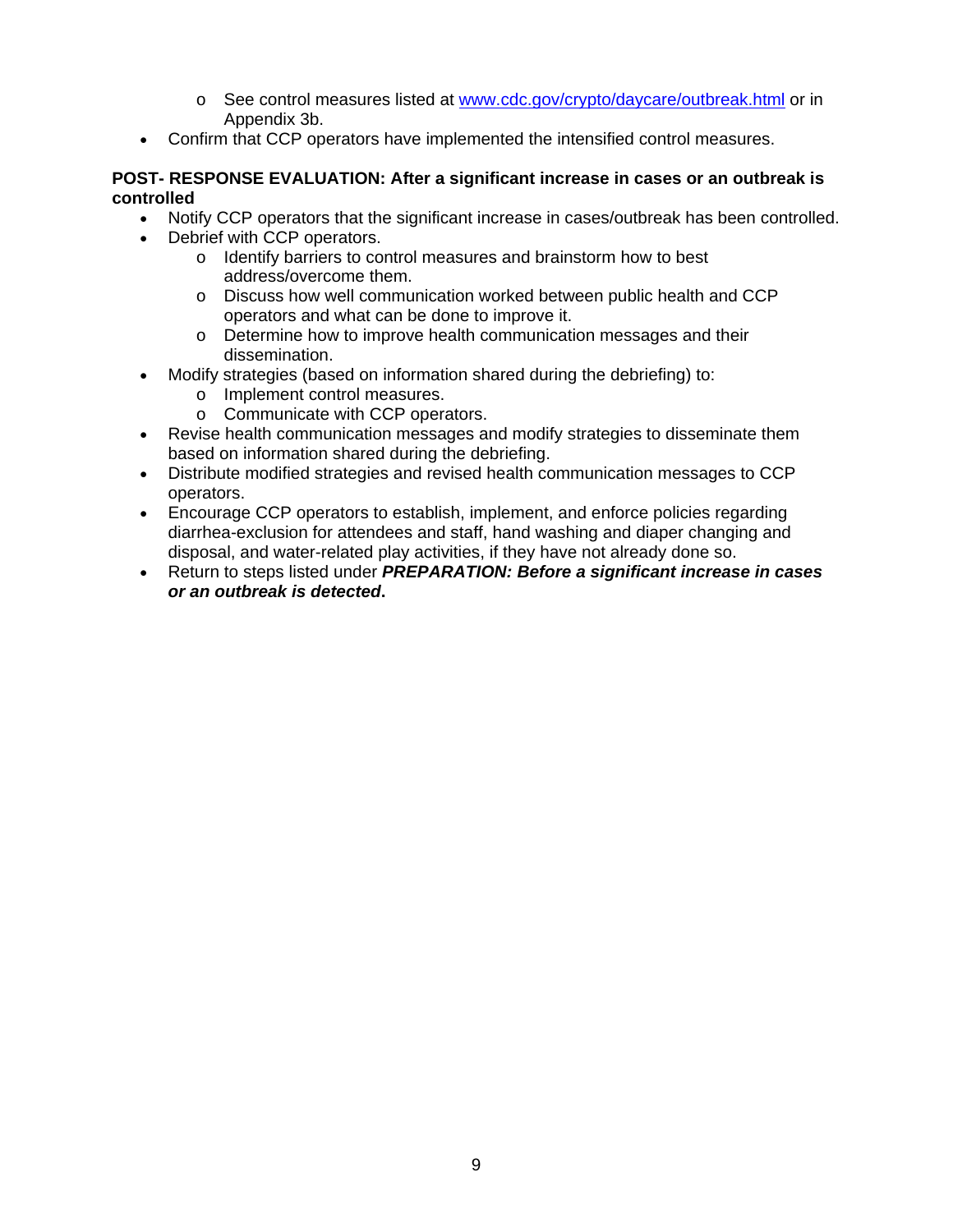- See control measures listed at [www.cdc.gov/crypto/daycare/outbreak.html](www.cdc.gov/crypto/daycare/outbreak.html) or in Appendix 3b.
- Confirm that CCP operators have implemented the intensified control measures.

**POST- RESPONSE EVALUATION: After a significant increase in cases or an outbreak is controlled**

- Notify CCP operators that the significant increase in cases/outbreak has been controlled.
- Debrief with CCP operators.
  - Identify barriers to control measures and brainstorm how to best address/overcome them.
  - Discuss how well communication worked between public health and CCP operators and what can be done to improve it.
  - Determine how to improve health communication messages and their dissemination.
- Modify strategies (based on information shared during the debriefing) to:
  - Implement control measures.
  - Communicate with CCP operators.
- Revise health communication messages and modify strategies to disseminate them based on information shared during the debriefing.
- Distribute modified strategies and revised health communication messages to CCP operators.
- Encourage CCP operators to establish, implement, and enforce policies regarding diarrhea-exclusion for attendees and staff, hand washing and diaper changing and disposal, and water-related play activities, if they have not already done so.
- Return to steps listed under ***PREPARATION: Before a significant increase in cases or an outbreak is detected*.**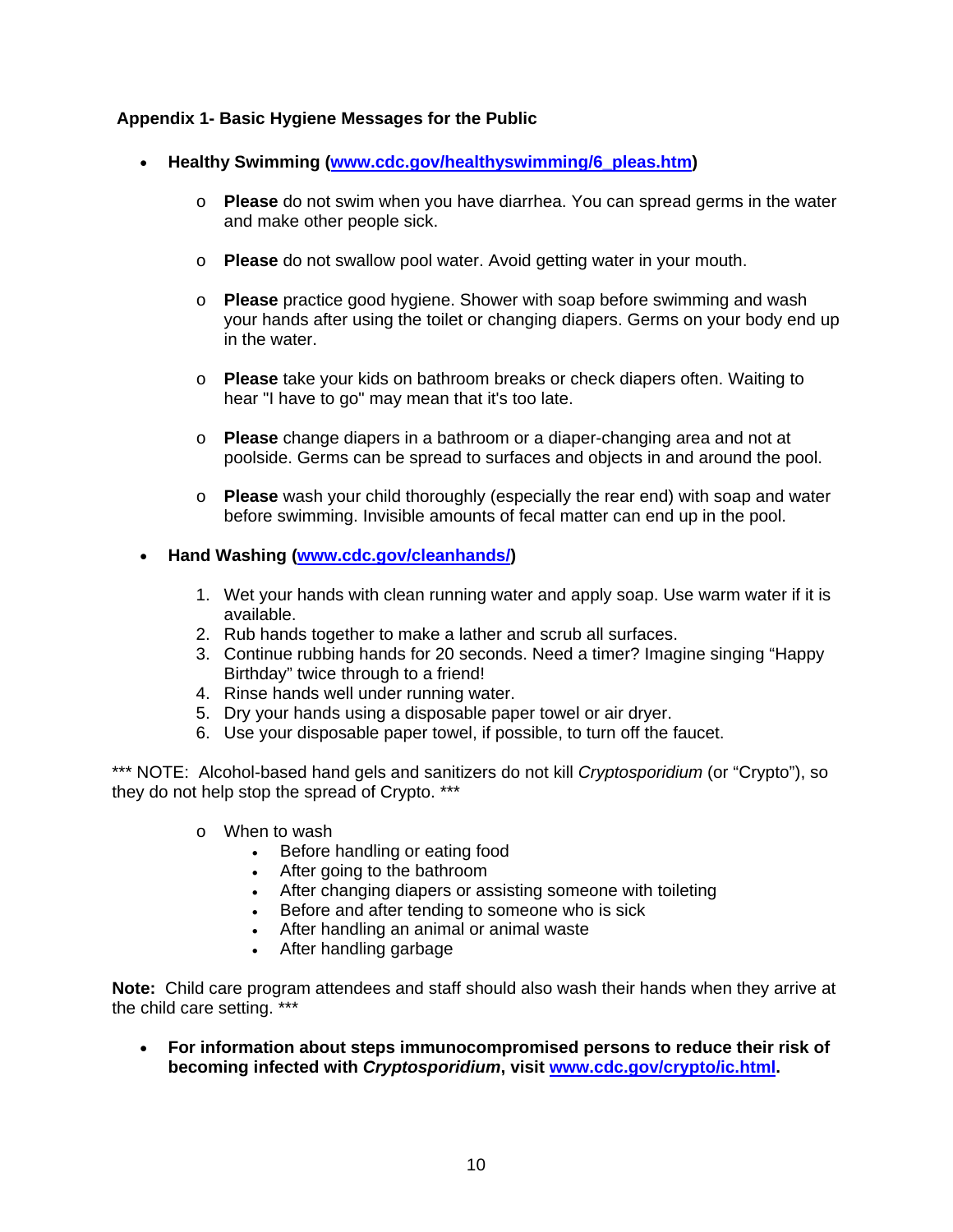### Appendix 1- Basic Hygiene Messages for the Public

- **Healthy Swimming ([www.cdc.gov/healthyswimming/6_pleas.htm](www.cdc.gov/healthyswimming/6_pleas.htm))**
    - **Please** do not swim when you have diarrhea. You can spread germs in the water and make other people sick.
    - **Please** do not swallow pool water. Avoid getting water in your mouth.
    - **Please** practice good hygiene. Shower with soap before swimming and wash your hands after using the toilet or changing diapers. Germs on your body end up in the water.
    - **Please** take your kids on bathroom breaks or check diapers often. Waiting to hear "I have to go" may mean that it's too late.
    - **Please** change diapers in a bathroom or a diaper-changing area and not at poolside. Germs can be spread to surfaces and objects in and around the pool.
    - **Please** wash your child thoroughly (especially the rear end) with soap and water before swimming. Invisible amounts of fecal matter can end up in the pool.

- **Hand Washing ([www.cdc.gov/cleanhands/](www.cdc.gov/cleanhands/))**
    1. Wet your hands with clean running water and apply soap. Use warm water if it is available.
    2. Rub hands together to make a lather and scrub all surfaces.
    3. Continue rubbing hands for 20 seconds. Need a timer? Imagine singing "Happy Birthday" twice through to a friend!
    4. Rinse hands well under running water.
    5. Dry your hands using a disposable paper towel or air dryer.
    6. Use your disposable paper towel, if possible, to turn off the faucet.

*** NOTE: Alcohol-based hand gels and sanitizers do not kill *Cryptosporidium* (or "Crypto"), so they do not help stop the spread of Crypto. ***

- When to wash
    - Before handling or eating food
    - After going to the bathroom
    - After changing diapers or assisting someone with toileting
    - Before and after tending to someone who is sick
    - After handling an animal or animal waste
    - After handling garbage

**Note:** Child care program attendees and staff should also wash their hands when they arrive at the child care setting. ***

- **For information about steps immunocompromised persons to reduce their risk of becoming infected with *Cryptosporidium*, visit [www.cdc.gov/crypto/ic.html](www.cdc.gov/crypto/ic.html).**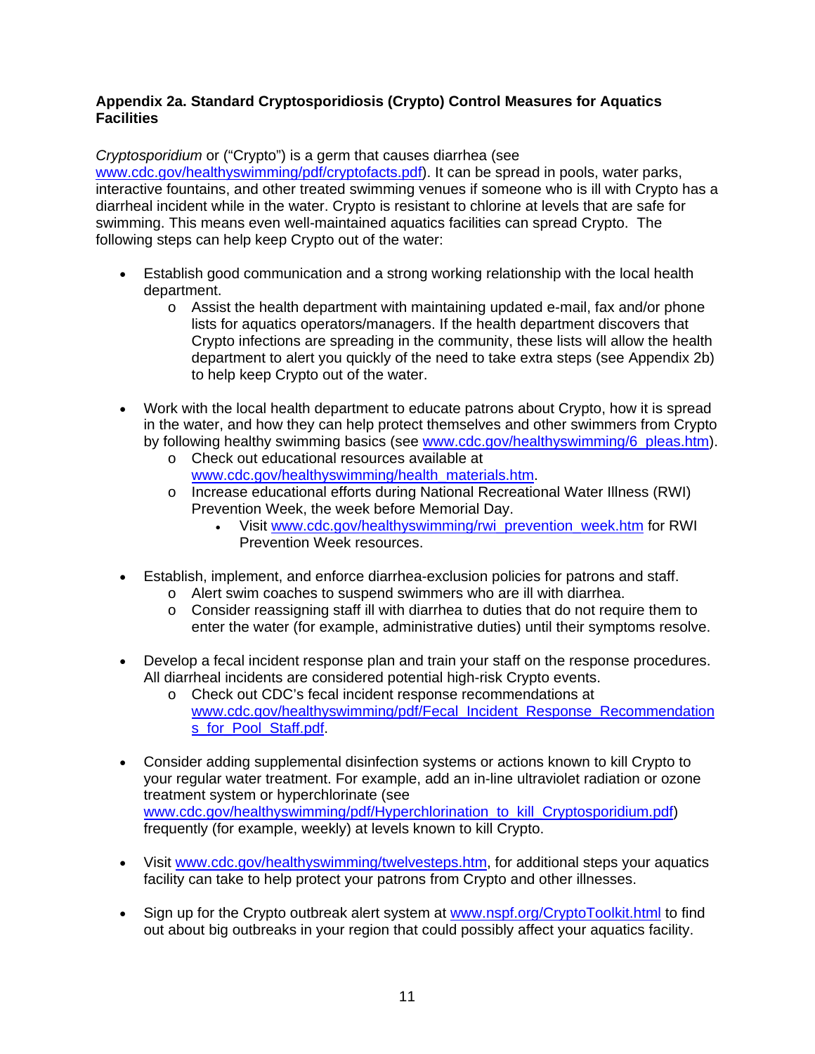**Appendix 2a. Standard Cryptosporidiosis (Crypto) Control Measures for Aquatics Facilities**

*Cryptosporidium* or ("Crypto") is a germ that causes diarrhea (see www.cdc.gov/healthyswimming/pdf/cryptofacts.pdf). It can be spread in pools, water parks, interactive fountains, and other treated swimming venues if someone who is ill with Crypto has a diarrheal incident while in the water. Crypto is resistant to chlorine at levels that are safe for swimming. This means even well-maintained aquatics facilities can spread Crypto. The following steps can help keep Crypto out of the water:

- Establish good communication and a strong working relationship with the local health department.
  - Assist the health department with maintaining updated e-mail, fax and/or phone lists for aquatics operators/managers. If the health department discovers that Crypto infections are spreading in the community, these lists will allow the health department to alert you quickly of the need to take extra steps (see Appendix 2b) to help keep Crypto out of the water.

- Work with the local health department to educate patrons about Crypto, how it is spread in the water, and how they can help protect themselves and other swimmers from Crypto by following healthy swimming basics (see www.cdc.gov/healthyswimming/6_pleas.htm).
  - Check out educational resources available at www.cdc.gov/healthyswimming/health_materials.htm.
  - Increase educational efforts during National Recreational Water Illness (RWI) Prevention Week, the week before Memorial Day.
    - Visit www.cdc.gov/healthyswimming/rwi_prevention_week.htm for RWI Prevention Week resources.

- Establish, implement, and enforce diarrhea-exclusion policies for patrons and staff.
  - Alert swim coaches to suspend swimmers who are ill with diarrhea.
  - Consider reassigning staff ill with diarrhea to duties that do not require them to enter the water (for example, administrative duties) until their symptoms resolve.

- Develop a fecal incident response plan and train your staff on the response procedures. All diarrheal incidents are considered potential high-risk Crypto events.
  - Check out CDC's fecal incident response recommendations at www.cdc.gov/healthyswimming/pdf/Fecal_Incident_Response_Recommendations_for_Pool_Staff.pdf.

- Consider adding supplemental disinfection systems or actions known to kill Crypto to your regular water treatment. For example, add an in-line ultraviolet radiation or ozone treatment system or hyperchlorinate (see www.cdc.gov/healthyswimming/pdf/Hyperchlorination_to_kill_Cryptosporidium.pdf) frequently (for example, weekly) at levels known to kill Crypto.

- Visit www.cdc.gov/healthyswimming/twelvesteps.htm, for additional steps your aquatics facility can take to help protect your patrons from Crypto and other illnesses.

- Sign up for the Crypto outbreak alert system at www.nspf.org/CryptoToolkit.html to find out about big outbreaks in your region that could possibly affect your aquatics facility.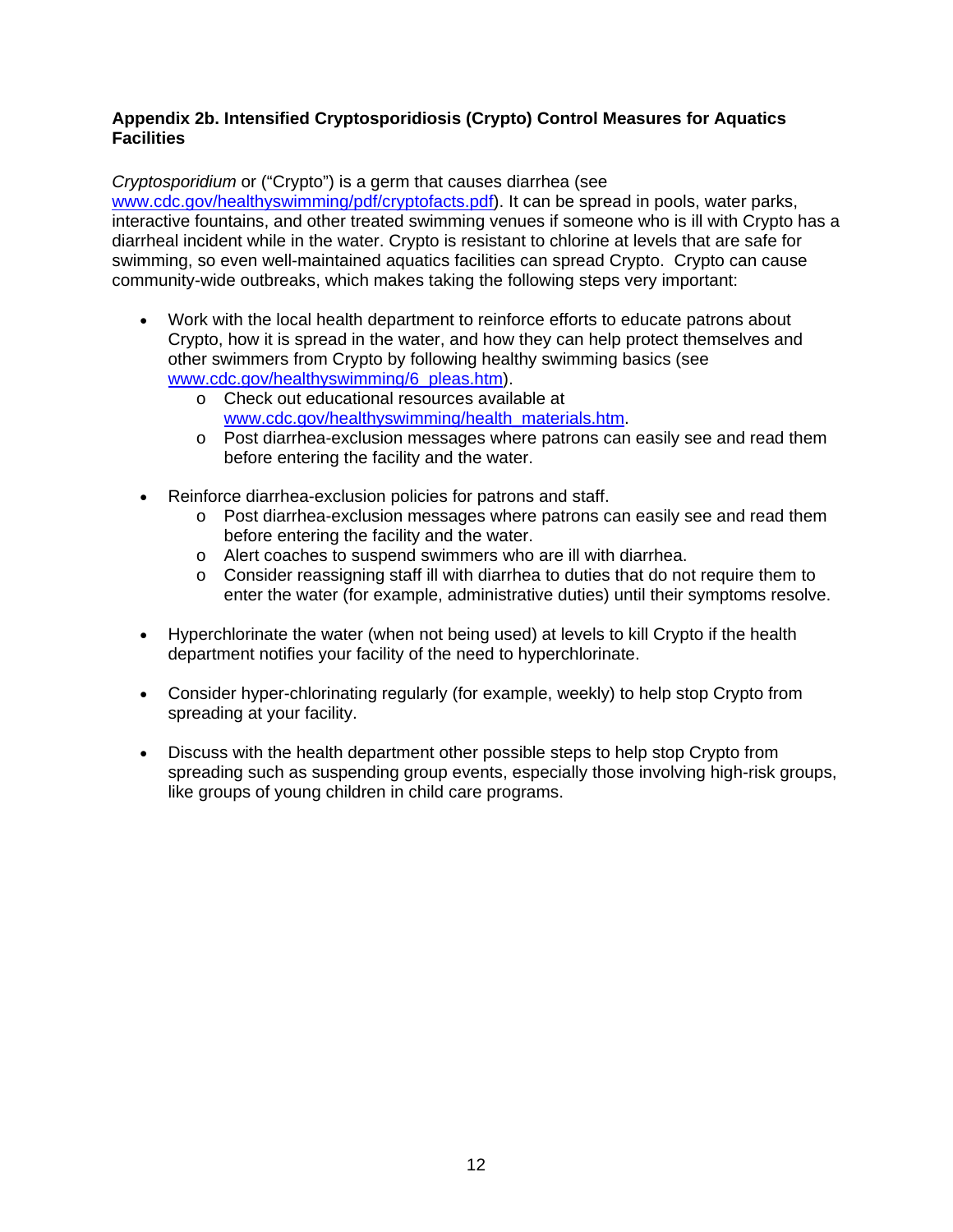**Appendix 2b. Intensified Cryptosporidiosis (Crypto) Control Measures for Aquatics Facilities**

*Cryptosporidium* or ("Crypto") is a germ that causes diarrhea (see www.cdc.gov/healthyswimming/pdf/cryptofacts.pdf). It can be spread in pools, water parks, interactive fountains, and other treated swimming venues if someone who is ill with Crypto has a diarrheal incident while in the water. Crypto is resistant to chlorine at levels that are safe for swimming, so even well-maintained aquatics facilities can spread Crypto. Crypto can cause community-wide outbreaks, which makes taking the following steps very important:

- Work with the local health department to reinforce efforts to educate patrons about Crypto, how it is spread in the water, and how they can help protect themselves and other swimmers from Crypto by following healthy swimming basics (see www.cdc.gov/healthyswimming/6_pleas.htm).
    - Check out educational resources available at www.cdc.gov/healthyswimming/health_materials.htm.
    - Post diarrhea-exclusion messages where patrons can easily see and read them before entering the facility and the water.

- Reinforce diarrhea-exclusion policies for patrons and staff.
    - Post diarrhea-exclusion messages where patrons can easily see and read them before entering the facility and the water.
    - Alert coaches to suspend swimmers who are ill with diarrhea.
    - Consider reassigning staff ill with diarrhea to duties that do not require them to enter the water (for example, administrative duties) until their symptoms resolve.

- Hyperchlorinate the water (when not being used) at levels to kill Crypto if the health department notifies your facility of the need to hyperchlorinate.

- Consider hyper-chlorinating regularly (for example, weekly) to help stop Crypto from spreading at your facility.

- Discuss with the health department other possible steps to help stop Crypto from spreading such as suspending group events, especially those involving high-risk groups, like groups of young children in child care programs.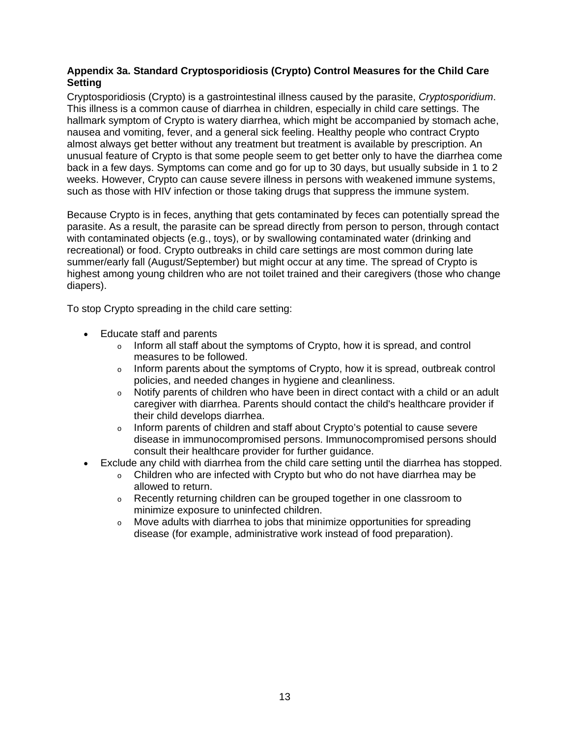### Appendix 3a. Standard Cryptosporidiosis (Crypto) Control Measures for the Child Care Setting

Cryptosporidiosis (Crypto) is a gastrointestinal illness caused by the parasite, *Cryptosporidium*. This illness is a common cause of diarrhea in children, especially in child care settings. The hallmark symptom of Crypto is watery diarrhea, which might be accompanied by stomach ache, nausea and vomiting, fever, and a general sick feeling. Healthy people who contract Crypto almost always get better without any treatment but treatment is available by prescription. An unusual feature of Crypto is that some people seem to get better only to have the diarrhea come back in a few days. Symptoms can come and go for up to 30 days, but usually subside in 1 to 2 weeks. However, Crypto can cause severe illness in persons with weakened immune systems, such as those with HIV infection or those taking drugs that suppress the immune system.

Because Crypto is in feces, anything that gets contaminated by feces can potentially spread the parasite. As a result, the parasite can be spread directly from person to person, through contact with contaminated objects (e.g., toys), or by swallowing contaminated water (drinking and recreational) or food. Crypto outbreaks in child care settings are most common during late summer/early fall (August/September) but might occur at any time. The spread of Crypto is highest among young children who are not toilet trained and their caregivers (those who change diapers).

To stop Crypto spreading in the child care setting:

- Educate staff and parents
  - Inform all staff about the symptoms of Crypto, how it is spread, and control measures to be followed.
  - Inform parents about the symptoms of Crypto, how it is spread, outbreak control policies, and needed changes in hygiene and cleanliness.
  - Notify parents of children who have been in direct contact with a child or an adult caregiver with diarrhea. Parents should contact the child's healthcare provider if their child develops diarrhea.
  - Inform parents of children and staff about Crypto's potential to cause severe disease in immunocompromised persons. Immunocompromised persons should consult their healthcare provider for further guidance.
- Exclude any child with diarrhea from the child care setting until the diarrhea has stopped.
  - Children who are infected with Crypto but who do not have diarrhea may be allowed to return.
  - Recently returning children can be grouped together in one classroom to minimize exposure to uninfected children.
  - Move adults with diarrhea to jobs that minimize opportunities for spreading disease (for example, administrative work instead of food preparation).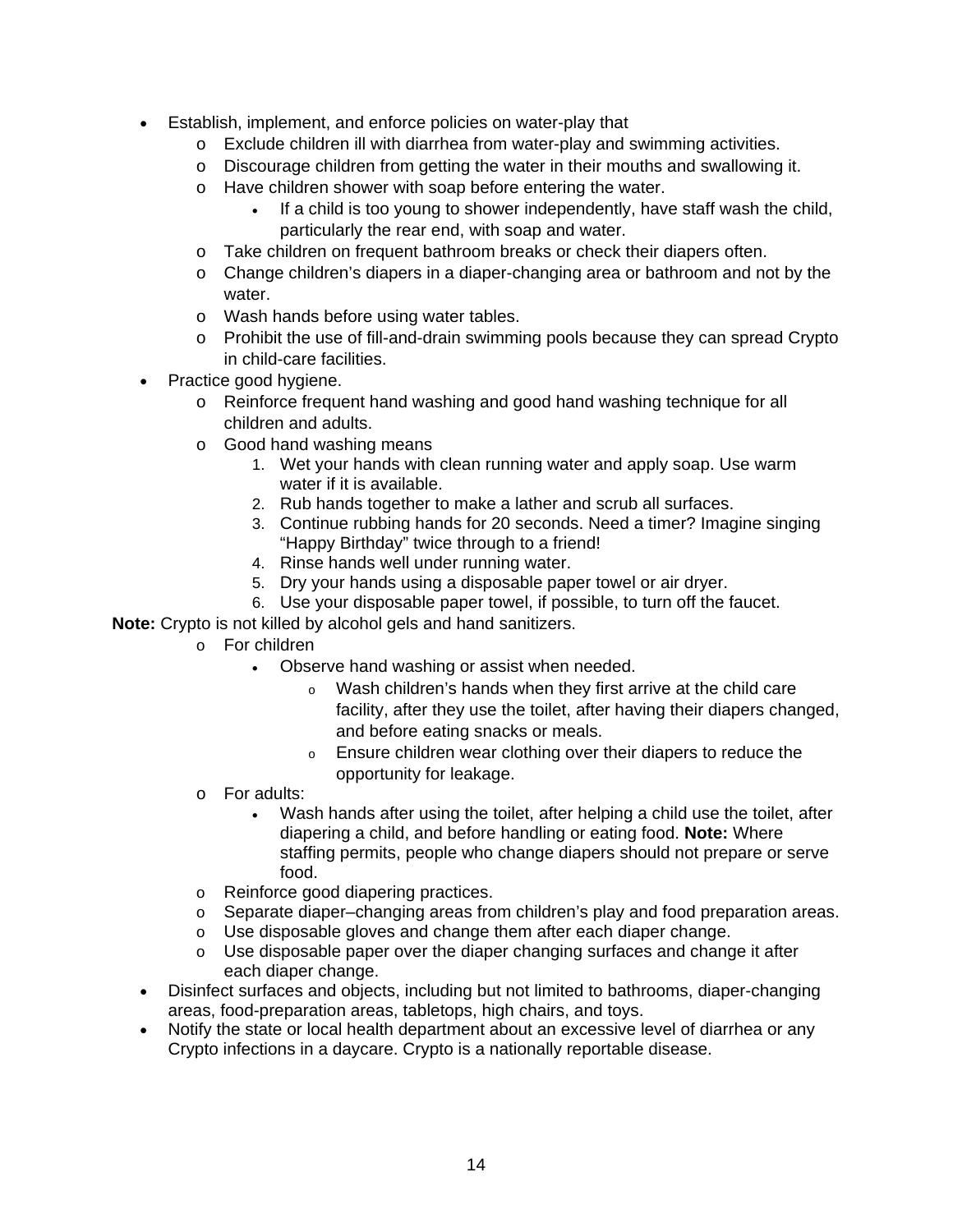- Establish, implement, and enforce policies on water-play that
    - Exclude children ill with diarrhea from water-play and swimming activities.
    - Discourage children from getting the water in their mouths and swallowing it.
    - Have children shower with soap before entering the water.
        - If a child is too young to shower independently, have staff wash the child, particularly the rear end, with soap and water.
    - Take children on frequent bathroom breaks or check their diapers often.
    - Change children's diapers in a diaper-changing area or bathroom and not by the water.
    - Wash hands before using water tables.
    - Prohibit the use of fill-and-drain swimming pools because they can spread Crypto in child-care facilities.
- Practice good hygiene.
    - Reinforce frequent hand washing and good hand washing technique for all children and adults.
    - Good hand washing means
        1. Wet your hands with clean running water and apply soap. Use warm water if it is available.
        2. Rub hands together to make a lather and scrub all surfaces.
        3. Continue rubbing hands for 20 seconds. Need a timer? Imagine singing "Happy Birthday" twice through to a friend!
        4. Rinse hands well under running water.
        5. Dry your hands using a disposable paper towel or air dryer.
        6. Use your disposable paper towel, if possible, to turn off the faucet.

**Note:** Crypto is not killed by alcohol gels and hand sanitizers.

- 
    - For children
        - Observe hand washing or assist when needed.
            - Wash children's hands when they first arrive at the child care facility, after they use the toilet, after having their diapers changed, and before eating snacks or meals.
            - Ensure children wear clothing over their diapers to reduce the opportunity for leakage.
    - For adults:
        - Wash hands after using the toilet, after helping a child use the toilet, after diapering a child, and before handling or eating food. **Note:** Where staffing permits, people who change diapers should not prepare or serve food.
    - Reinforce good diapering practices.
    - Separate diaper–changing areas from children's play and food preparation areas.
    - Use disposable gloves and change them after each diaper change.
    - Use disposable paper over the diaper changing surfaces and change it after each diaper change.
- Disinfect surfaces and objects, including but not limited to bathrooms, diaper-changing areas, food-preparation areas, tabletops, high chairs, and toys.
- Notify the state or local health department about an excessive level of diarrhea or any Crypto infections in a daycare. Crypto is a nationally reportable disease.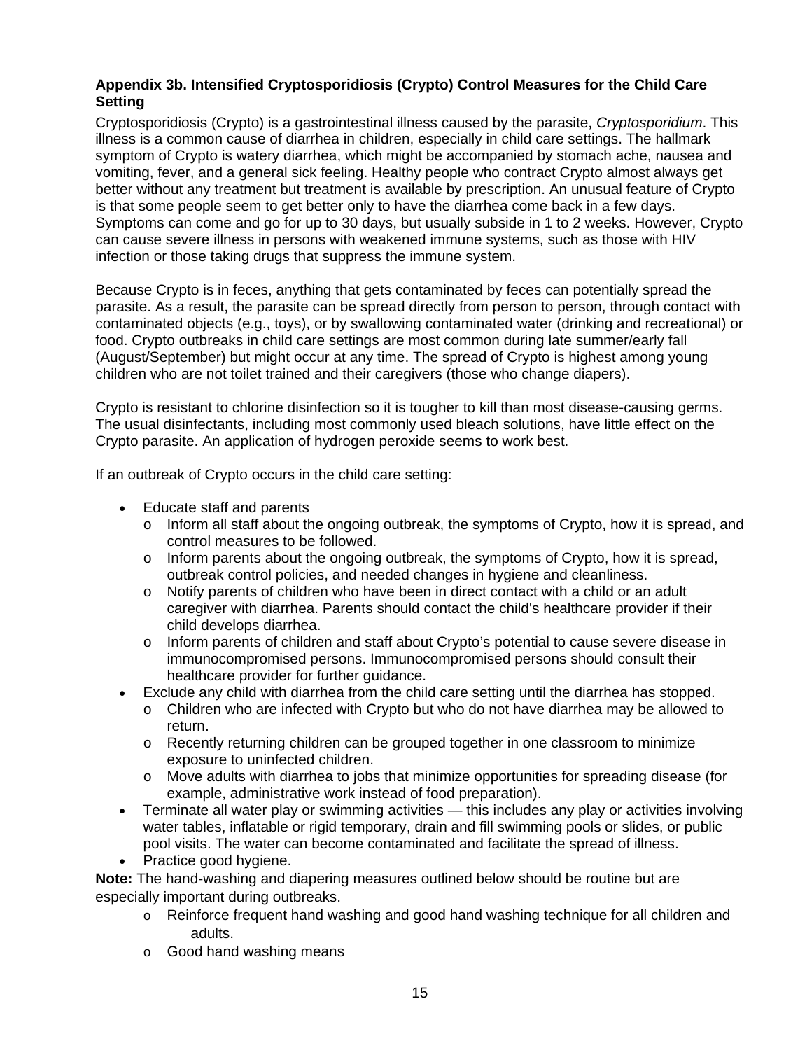### Appendix 3b. Intensified Cryptosporidiosis (Crypto) Control Measures for the Child Care Setting

Cryptosporidiosis (Crypto) is a gastrointestinal illness caused by the parasite, *Cryptosporidium*. This illness is a common cause of diarrhea in children, especially in child care settings. The hallmark symptom of Crypto is watery diarrhea, which might be accompanied by stomach ache, nausea and vomiting, fever, and a general sick feeling. Healthy people who contract Crypto almost always get better without any treatment but treatment is available by prescription. An unusual feature of Crypto is that some people seem to get better only to have the diarrhea come back in a few days. Symptoms can come and go for up to 30 days, but usually subside in 1 to 2 weeks. However, Crypto can cause severe illness in persons with weakened immune systems, such as those with HIV infection or those taking drugs that suppress the immune system.

Because Crypto is in feces, anything that gets contaminated by feces can potentially spread the parasite. As a result, the parasite can be spread directly from person to person, through contact with contaminated objects (e.g., toys), or by swallowing contaminated water (drinking and recreational) or food. Crypto outbreaks in child care settings are most common during late summer/early fall (August/September) but might occur at any time. The spread of Crypto is highest among young children who are not toilet trained and their caregivers (those who change diapers).

Crypto is resistant to chlorine disinfection so it is tougher to kill than most disease-causing germs. The usual disinfectants, including most commonly used bleach solutions, have little effect on the Crypto parasite. An application of hydrogen peroxide seems to work best.

If an outbreak of Crypto occurs in the child care setting:

- Educate staff and parents
  - Inform all staff about the ongoing outbreak, the symptoms of Crypto, how it is spread, and control measures to be followed.
  - Inform parents about the ongoing outbreak, the symptoms of Crypto, how it is spread, outbreak control policies, and needed changes in hygiene and cleanliness.
  - Notify parents of children who have been in direct contact with a child or an adult caregiver with diarrhea. Parents should contact the child's healthcare provider if their child develops diarrhea.
  - Inform parents of children and staff about Crypto's potential to cause severe disease in immunocompromised persons. Immunocompromised persons should consult their healthcare provider for further guidance.
- Exclude any child with diarrhea from the child care setting until the diarrhea has stopped.
  - Children who are infected with Crypto but who do not have diarrhea may be allowed to return.
  - Recently returning children can be grouped together in one classroom to minimize exposure to uninfected children.
  - Move adults with diarrhea to jobs that minimize opportunities for spreading disease (for example, administrative work instead of food preparation).
- Terminate all water play or swimming activities — this includes any play or activities involving water tables, inflatable or rigid temporary, drain and fill swimming pools or slides, or public pool visits. The water can become contaminated and facilitate the spread of illness.
- Practice good hygiene.

**Note:** The hand-washing and diapering measures outlined below should be routine but are especially important during outbreaks.

  - Reinforce frequent hand washing and good hand washing technique for all children and adults.
  - Good hand washing means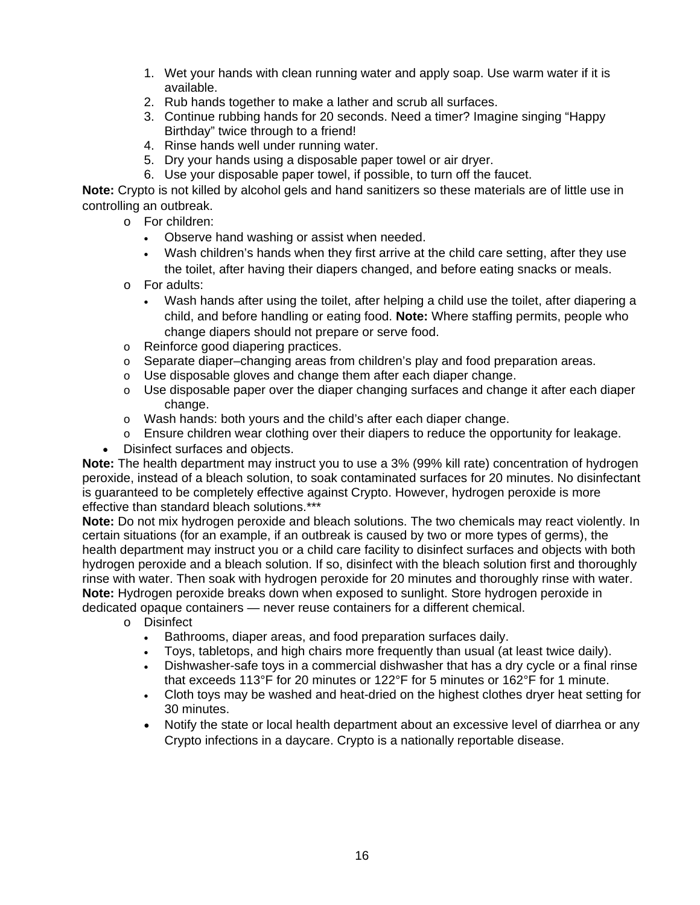1. Wet your hands with clean running water and apply soap. Use warm water if it is available.
2. Rub hands together to make a lather and scrub all surfaces.
3. Continue rubbing hands for 20 seconds. Need a timer? Imagine singing "Happy Birthday" twice through to a friend!
4. Rinse hands well under running water.
5. Dry your hands using a disposable paper towel or air dryer.
6. Use your disposable paper towel, if possible, to turn off the faucet.

**Note:** Crypto is not killed by alcohol gels and hand sanitizers so these materials are of little use in controlling an outbreak.

- For children:
  - Observe hand washing or assist when needed.
  - Wash children's hands when they first arrive at the child care setting, after they use the toilet, after having their diapers changed, and before eating snacks or meals.
- For adults:
  - Wash hands after using the toilet, after helping a child use the toilet, after diapering a child, and before handling or eating food. **Note:** Where staffing permits, people who change diapers should not prepare or serve food.
- Reinforce good diapering practices.
- Separate diaper–changing areas from children's play and food preparation areas.
- Use disposable gloves and change them after each diaper change.
- Use disposable paper over the diaper changing surfaces and change it after each diaper change.
- Wash hands: both yours and the child's after each diaper change.
- Ensure children wear clothing over their diapers to reduce the opportunity for leakage.

- Disinfect surfaces and objects.

**Note:** The health department may instruct you to use a 3% (99% kill rate) concentration of hydrogen peroxide, instead of a bleach solution, to soak contaminated surfaces for 20 minutes. No disinfectant is guaranteed to be completely effective against Crypto. However, hydrogen peroxide is more effective than standard bleach solutions.***

**Note:** Do not mix hydrogen peroxide and bleach solutions. The two chemicals may react violently. In certain situations (for an example, if an outbreak is caused by two or more types of germs), the health department may instruct you or a child care facility to disinfect surfaces and objects with both hydrogen peroxide and a bleach solution. If so, disinfect with the bleach solution first and thoroughly rinse with water. Then soak with hydrogen peroxide for 20 minutes and thoroughly rinse with water.

**Note:** Hydrogen peroxide breaks down when exposed to sunlight. Store hydrogen peroxide in dedicated opaque containers — never reuse containers for a different chemical.

- Disinfect
  - Bathrooms, diaper areas, and food preparation surfaces daily.
  - Toys, tabletops, and high chairs more frequently than usual (at least twice daily).
  - Dishwasher-safe toys in a commercial dishwasher that has a dry cycle or a final rinse that exceeds 113°F for 20 minutes or 122°F for 5 minutes or 162°F for 1 minute.
  - Cloth toys may be washed and heat-dried on the highest clothes dryer heat setting for 30 minutes.
  - Notify the state or local health department about an excessive level of diarrhea or any Crypto infections in a daycare. Crypto is a nationally reportable disease.